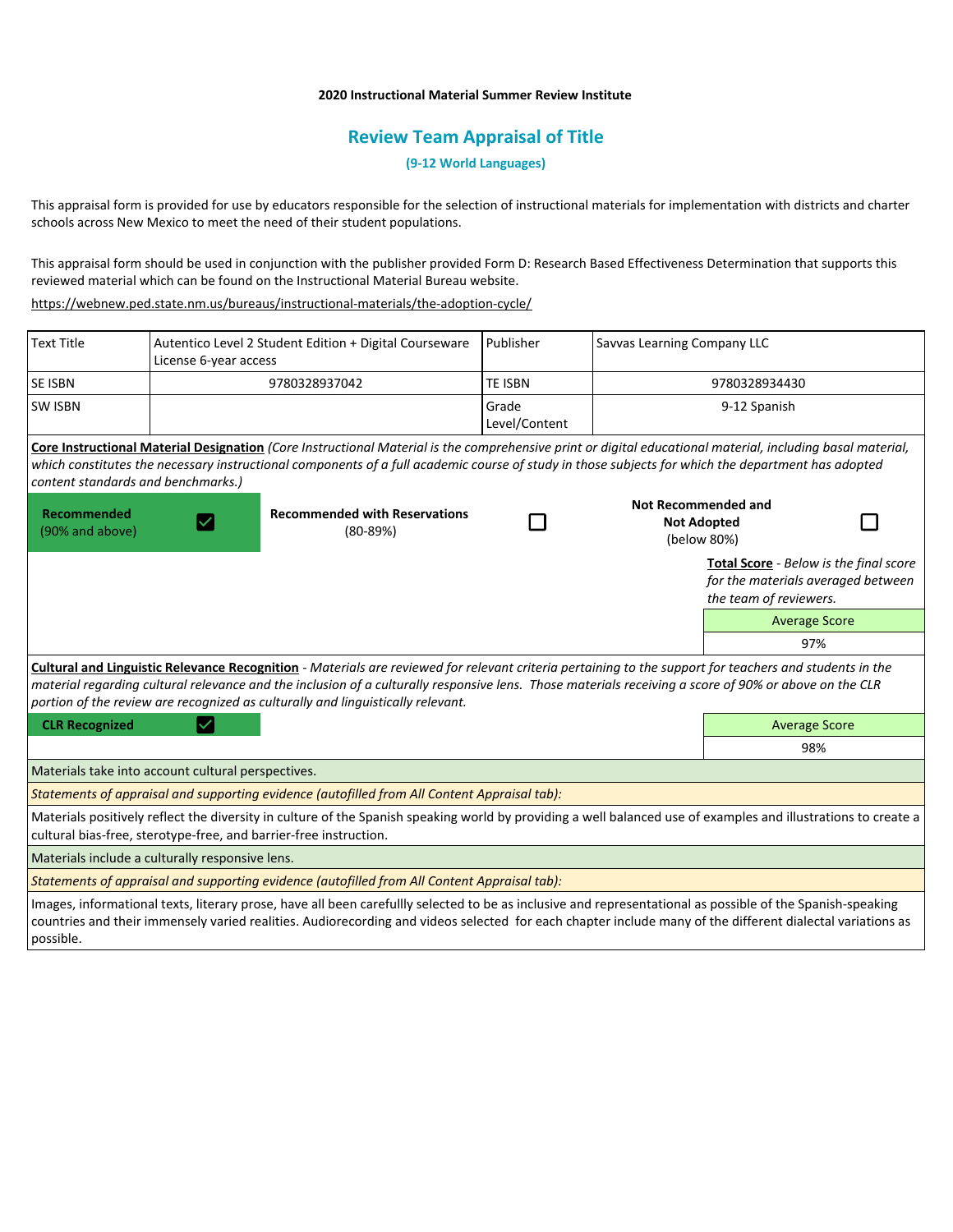**2020 Instructional Material Summer Review Institute**

## Review Team Appraisal of Title

**(9-12 World Languages)**

This appraisal form is provided for use by educators responsible for the selection of instructional materials for implementation with districts and charter schools across New Mexico to meet the need of their student populations.

This appraisal form should be used in conjunction with the publisher provided Form D: Research Based Effectiveness Determination that supports this reviewed material which can be found on the Instructional Material Bureau website.

https://webnew.ped.state.nm.us/bureaus/instructional-materials/the-adoption-cycle/

| Text Title | Autentico Level 2 Student Edition + Digital Courseware License 6-year access | Publisher | Savvas Learning Company LLC |
|---|---|---|---|
| SE ISBN | 9780328937042 | TE ISBN | 9780328934430 |
| SW ISBN | | Grade Level/Content | 9-12 Spanish |

**Core Instructional Material Designation** *(Core Instructional Material is the comprehensive print or digital educational material, including basal material, which constitutes the necessary instructional components of a full academic course of study in those subjects for which the department has adopted content standards and benchmarks.)*

| Designation | |
|---|---|
| **Recommended** (90% and above) | ☑ |
| **Recommended with Reservations** (80-89%) | ☐ |
| **Not Recommended and Not Adopted** (below 80%) | ☐ |

**Total Score** - *Below is the final score for the materials averaged between the team of reviewers.*

| Average Score |
|---|
| 97% |

**Cultural and Linguistic Relevance Recognition** - *Materials are reviewed for relevant criteria pertaining to the support for teachers and students in the material regarding cultural relevance and the inclusion of a culturally responsive lens. Those materials receiving a score of 90% or above on the CLR portion of the review are recognized as culturally and linguistically relevant.*

**CLR Recognized** ☑

| Average Score |
|---|
| 98% |

Materials take into account cultural perspectives.

*Statements of appraisal and supporting evidence (autofilled from All Content Appraisal tab):*

Materials positively reflect the diversity in culture of the Spanish speaking world by providing a well balanced use of examples and illustrations to create a cultural bias-free, sterotype-free, and barrier-free instruction.

Materials include a culturally responsive lens.

*Statements of appraisal and supporting evidence (autofilled from All Content Appraisal tab):*

Images, informational texts, literary prose, have all been carefullly selected to be as inclusive and representational as possible of the Spanish-speaking countries and their immensely varied realities. Audiorecording and videos selected for each chapter include many of the different dialectal variations as possible.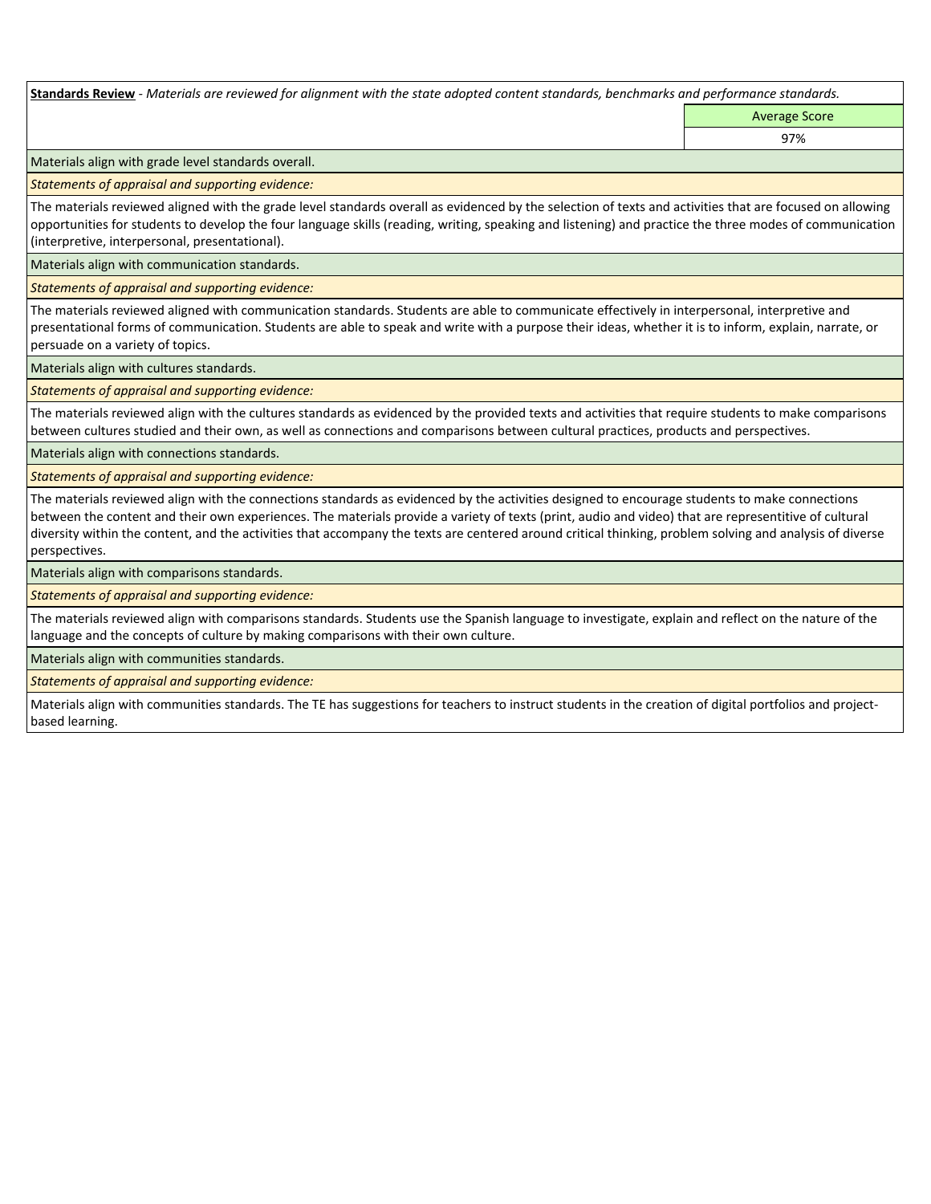**Standards Review** - *Materials are reviewed for alignment with the state adopted content standards, benchmarks and performance standards.*

| | Average Score |
|---|---|
| | 97% |

Materials align with grade level standards overall.

*Statements of appraisal and supporting evidence:*

The materials reviewed aligned with the grade level standards overall as evidenced by the selection of texts and activities that are focused on allowing opportunities for students to develop the four language skills (reading, writing, speaking and listening) and practice the three modes of communication (interpretive, interpersonal, presentational).

Materials align with communication standards.

*Statements of appraisal and supporting evidence:*

The materials reviewed aligned with communication standards. Students are able to communicate effectively in interpersonal, interpretive and presentational forms of communication. Students are able to speak and write with a purpose their ideas, whether it is to inform, explain, narrate, or persuade on a variety of topics.

Materials align with cultures standards.

*Statements of appraisal and supporting evidence:*

The materials reviewed align with the cultures standards as evidenced by the provided texts and activities that require students to make comparisons between cultures studied and their own, as well as connections and comparisons between cultural practices, products and perspectives.

Materials align with connections standards.

*Statements of appraisal and supporting evidence:*

The materials reviewed align with the connections standards as evidenced by the activities designed to encourage students to make connections between the content and their own experiences. The materials provide a variety of texts (print, audio and video) that are representitive of cultural diversity within the content, and the activities that accompany the texts are centered around critical thinking, problem solving and analysis of diverse perspectives.

Materials align with comparisons standards.

*Statements of appraisal and supporting evidence:*

The materials reviewed align with comparisons standards. Students use the Spanish language to investigate, explain and reflect on the nature of the language and the concepts of culture by making comparisons with their own culture.

Materials align with communities standards.

*Statements of appraisal and supporting evidence:*

Materials align with communities standards. The TE has suggestions for teachers to instruct students in the creation of digital portfolios and project-based learning.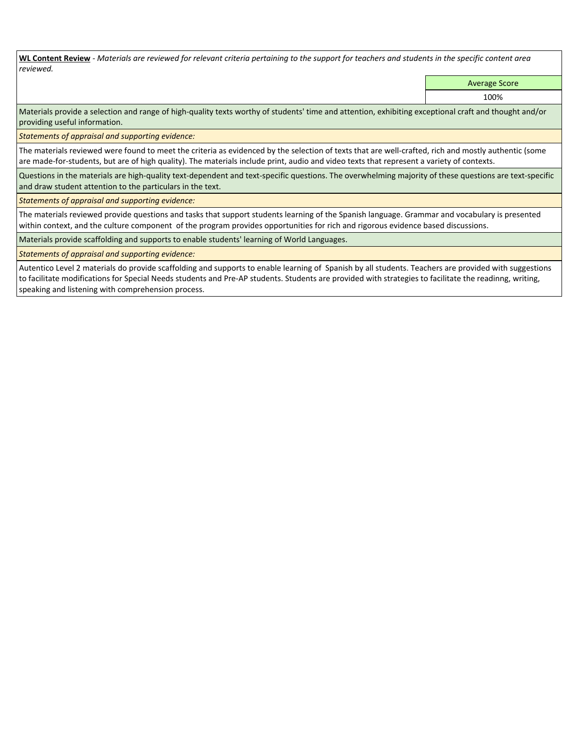**<u>WL Content Review</u>** - *Materials are reviewed for relevant criteria pertaining to the support for teachers and students in the specific content area reviewed.*

| Average Score |
| --- |
| 100% |

Materials provide a selection and range of high-quality texts worthy of students' time and attention, exhibiting exceptional craft and thought and/or providing useful information.

*Statements of appraisal and supporting evidence:*

The materials reviewed were found to meet the criteria as evidenced by the selection of texts that are well-crafted, rich and mostly authentic (some are made-for-students, but are of high quality). The materials include print, audio and video texts that represent a variety of contexts.

Questions in the materials are high-quality text-dependent and text-specific questions. The overwhelming majority of these questions are text-specific and draw student attention to the particulars in the text.

*Statements of appraisal and supporting evidence:*

The materials reviewed provide questions and tasks that support students learning of the Spanish language. Grammar and vocabulary is presented within context, and the culture component  of the program provides opportunities for rich and rigorous evidence based discussions.

Materials provide scaffolding and supports to enable students' learning of World Languages.

*Statements of appraisal and supporting evidence:*

Autentico Level 2 materials do provide scaffolding and supports to enable learning of  Spanish by all students. Teachers are provided with suggestions to facilitate modifications for Special Needs students and Pre-AP students. Students are provided with strategies to facilitate the readinng, writing, speaking and listening with comprehension process.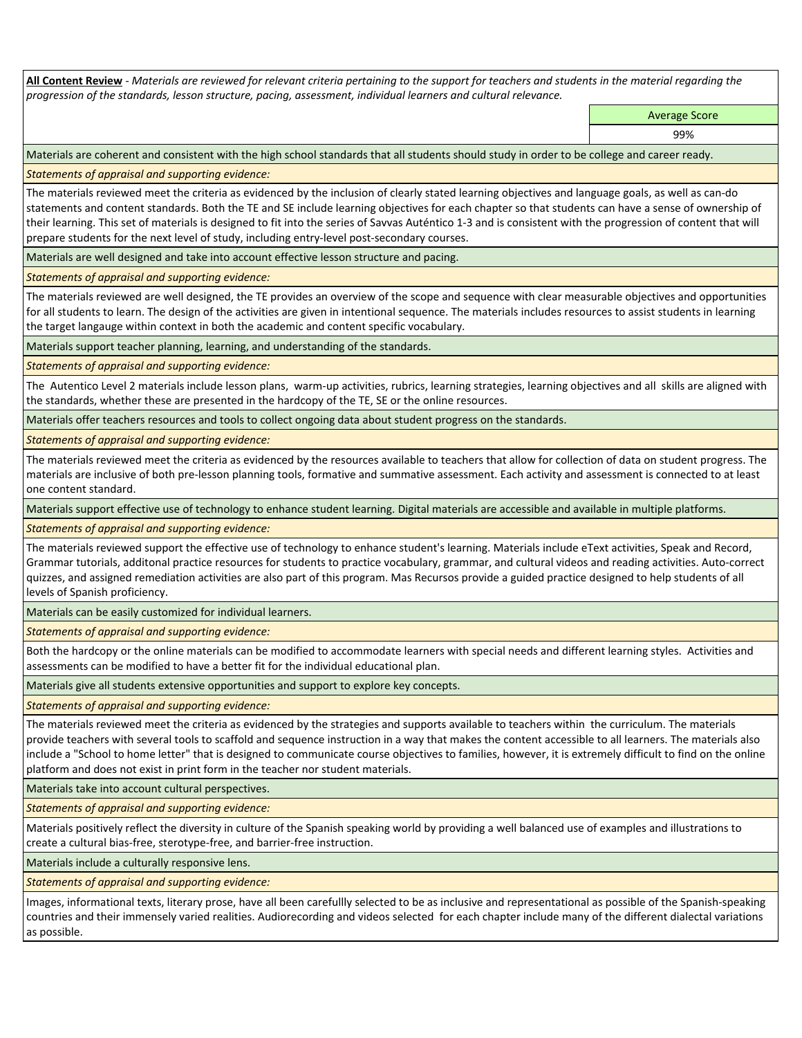**All Content Review** - *Materials are reviewed for relevant criteria pertaining to the support for teachers and students in the material regarding the progression of the standards, lesson structure, pacing, assessment, individual learners and cultural relevance.*

| | Average Score |
|---|---|
| | 99% |

Materials are coherent and consistent with the high school standards that all students should study in order to be college and career ready.

*Statements of appraisal and supporting evidence:*

The materials reviewed meet the criteria as evidenced by the inclusion of clearly stated learning objectives and language goals, as well as can-do statements and content standards. Both the TE and SE include learning objectives for each chapter so that students can have a sense of ownership of their learning. This set of materials is designed to fit into the series of Savvas Auténtico 1-3 and is consistent with the progression of content that will prepare students for the next level of study, including entry-level post-secondary courses.

Materials are well designed and take into account effective lesson structure and pacing.

*Statements of appraisal and supporting evidence:*

The materials reviewed are well designed, the TE provides an overview of the scope and sequence with clear measurable objectives and opportunities for all students to learn. The design of the activities are given in intentional sequence. The materials includes resources to assist students in learning the target langauge within context in both the academic and content specific vocabulary.

Materials support teacher planning, learning, and understanding of the standards.

*Statements of appraisal and supporting evidence:*

The Autentico Level 2 materials include lesson plans, warm-up activities, rubrics, learning strategies, learning objectives and all skills are aligned with the standards, whether these are presented in the hardcopy of the TE, SE or the online resources.

Materials offer teachers resources and tools to collect ongoing data about student progress on the standards.

*Statements of appraisal and supporting evidence:*

The materials reviewed meet the criteria as evidenced by the resources available to teachers that allow for collection of data on student progress. The materials are inclusive of both pre-lesson planning tools, formative and summative assessment. Each activity and assessment is connected to at least one content standard.

Materials support effective use of technology to enhance student learning. Digital materials are accessible and available in multiple platforms.

*Statements of appraisal and supporting evidence:*

The materials reviewed support the effective use of technology to enhance student's learning. Materials include eText activities, Speak and Record, Grammar tutorials, additonal practice resources for students to practice vocabulary, grammar, and cultural videos and reading activities. Auto-correct quizzes, and assigned remediation activities are also part of this program. Mas Recursos provide a guided practice designed to help students of all levels of Spanish proficiency.

Materials can be easily customized for individual learners.

*Statements of appraisal and supporting evidence:*

Both the hardcopy or the online materials can be modified to accommodate learners with special needs and different learning styles. Activities and assessments can be modified to have a better fit for the individual educational plan.

Materials give all students extensive opportunities and support to explore key concepts.

*Statements of appraisal and supporting evidence:*

The materials reviewed meet the criteria as evidenced by the strategies and supports available to teachers within the curriculum. The materials provide teachers with several tools to scaffold and sequence instruction in a way that makes the content accessible to all learners. The materials also include a "School to home letter" that is designed to communicate course objectives to families, however, it is extremely difficult to find on the online platform and does not exist in print form in the teacher nor student materials.

Materials take into account cultural perspectives.

*Statements of appraisal and supporting evidence:*

Materials positively reflect the diversity in culture of the Spanish speaking world by providing a well balanced use of examples and illustrations to create a cultural bias-free, sterotype-free, and barrier-free instruction.

Materials include a culturally responsive lens.

*Statements of appraisal and supporting evidence:*

Images, informational texts, literary prose, have all been carefullly selected to be as inclusive and representational as possible of the Spanish-speaking countries and their immensely varied realities. Audiorecording and videos selected for each chapter include many of the different dialectal variations as possible.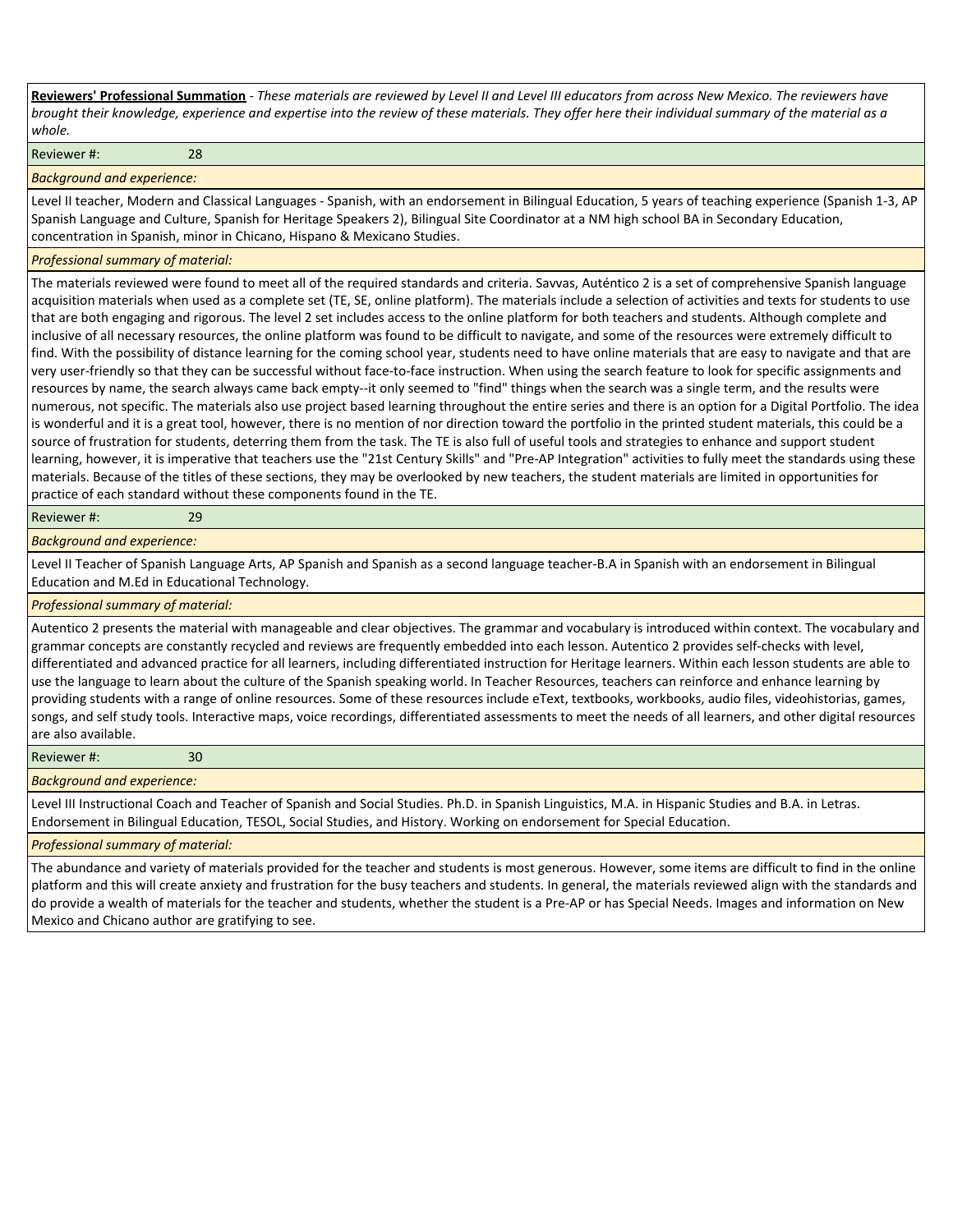**Reviewers' Professional Summation** - *These materials are reviewed by Level II and Level III educators from across New Mexico. The reviewers have brought their knowledge, experience and expertise into the review of these materials. They offer here their individual summary of the material as a whole.*

Reviewer #: 28

*Background and experience:*

Level II teacher, Modern and Classical Languages - Spanish, with an endorsement in Bilingual Education, 5 years of teaching experience (Spanish 1-3, AP Spanish Language and Culture, Spanish for Heritage Speakers 2), Bilingual Site Coordinator at a NM high school BA in Secondary Education, concentration in Spanish, minor in Chicano, Hispano & Mexicano Studies.

*Professional summary of material:*

The materials reviewed were found to meet all of the required standards and criteria. Savvas, Auténtico 2 is a set of comprehensive Spanish language acquisition materials when used as a complete set (TE, SE, online platform). The materials include a selection of activities and texts for students to use that are both engaging and rigorous. The level 2 set includes access to the online platform for both teachers and students. Although complete and inclusive of all necessary resources, the online platform was found to be difficult to navigate, and some of the resources were extremely difficult to find. With the possibility of distance learning for the coming school year, students need to have online materials that are easy to navigate and that are very user-friendly so that they can be successful without face-to-face instruction. When using the search feature to look for specific assignments and resources by name, the search always came back empty--it only seemed to "find" things when the search was a single term, and the results were numerous, not specific. The materials also use project based learning throughout the entire series and there is an option for a Digital Portfolio. The idea is wonderful and it is a great tool, however, there is no mention of nor direction toward the portfolio in the printed student materials, this could be a source of frustration for students, deterring them from the task. The TE is also full of useful tools and strategies to enhance and support student learning, however, it is imperative that teachers use the "21st Century Skills" and "Pre-AP Integration" activities to fully meet the standards using these materials. Because of the titles of these sections, they may be overlooked by new teachers, the student materials are limited in opportunities for practice of each standard without these components found in the TE.

Reviewer #: 29

*Background and experience:*

Level II Teacher of Spanish Language Arts, AP Spanish and Spanish as a second language teacher-B.A in Spanish with an endorsement in Bilingual Education and M.Ed in Educational Technology.

*Professional summary of material:*

Autentico 2 presents the material with manageable and clear objectives. The grammar and vocabulary is introduced within context. The vocabulary and grammar concepts are constantly recycled and reviews are frequently embedded into each lesson. Autentico 2 provides self-checks with level, differentiated and advanced practice for all learners, including differentiated instruction for Heritage learners. Within each lesson students are able to use the language to learn about the culture of the Spanish speaking world. In Teacher Resources, teachers can reinforce and enhance learning by providing students with a range of online resources. Some of these resources include eText, textbooks, workbooks, audio files, videohistorias, games, songs, and self study tools. Interactive maps, voice recordings, differentiated assessments to meet the needs of all learners, and other digital resources are also available.

Reviewer #: 30

*Background and experience:*

Level III Instructional Coach and Teacher of Spanish and Social Studies. Ph.D. in Spanish Linguistics, M.A. in Hispanic Studies and B.A. in Letras. Endorsement in Bilingual Education, TESOL, Social Studies, and History. Working on endorsement for Special Education.

*Professional summary of material:*

The abundance and variety of materials provided for the teacher and students is most generous. However, some items are difficult to find in the online platform and this will create anxiety and frustration for the busy teachers and students. In general, the materials reviewed align with the standards and do provide a wealth of materials for the teacher and students, whether the student is a Pre-AP or has Special Needs. Images and information on New Mexico and Chicano author are gratifying to see.